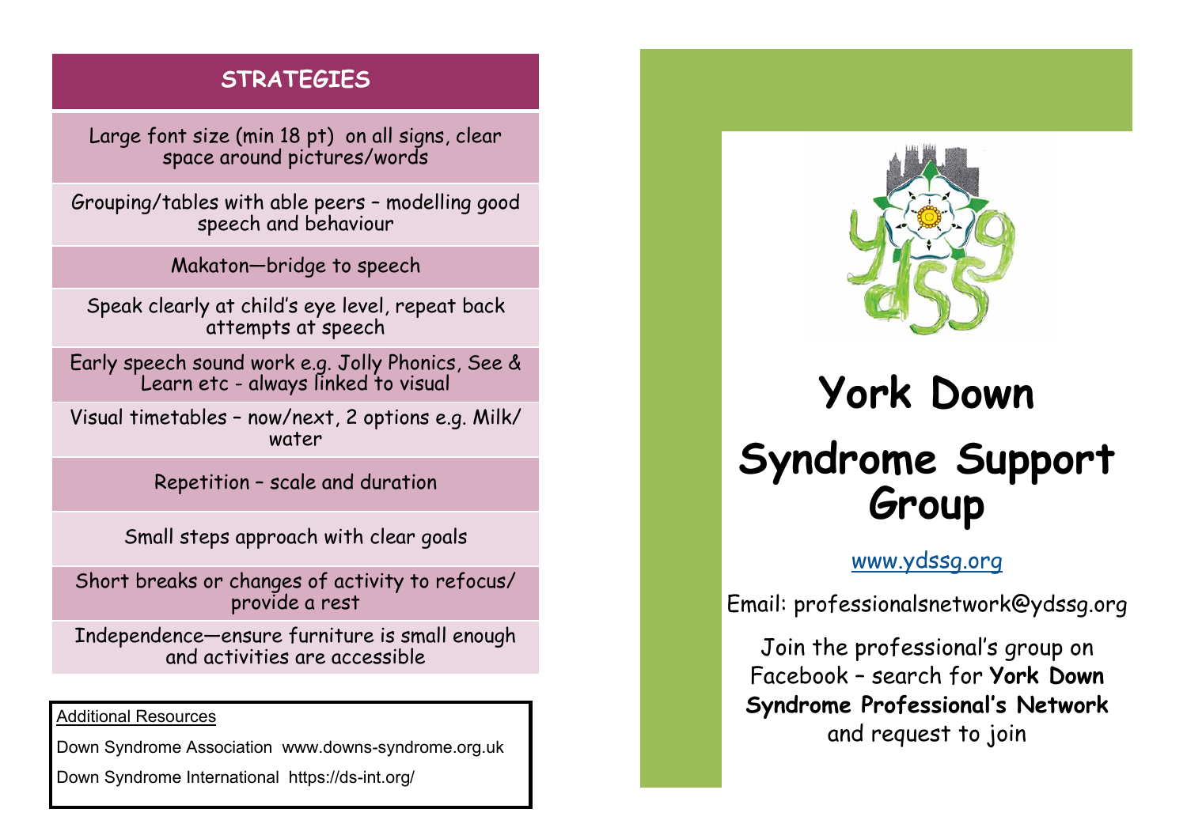## STRATEGIES

- Large font size (min 18 pt) on all signs, clear space around pictures/words
- Grouping/tables with able peers – modelling good speech and behaviour
- Makaton—bridge to speech
- Speak clearly at child's eye level, repeat back attempts at speech
- Early speech sound work e.g. Jolly Phonics, See & Learn etc - always linked to visual
- Visual timetables – now/next, 2 options e.g. Milk/ water
- Repetition – scale and duration
- Small steps approach with clear goals
- Short breaks or changes of activity to refocus/ provide a rest
- Independence—ensure furniture is small enough and activities are accessible

Additional Resources

Down Syndrome Association www.downs-syndrome.org.uk

Down Syndrome International https://ds-int.org/

# York Down Syndrome Support Group

www.ydssg.org

Email: professionalsnetwork@ydssg.org

Join the professional's group on Facebook – search for **York Down Syndrome Professional's Network** and request to join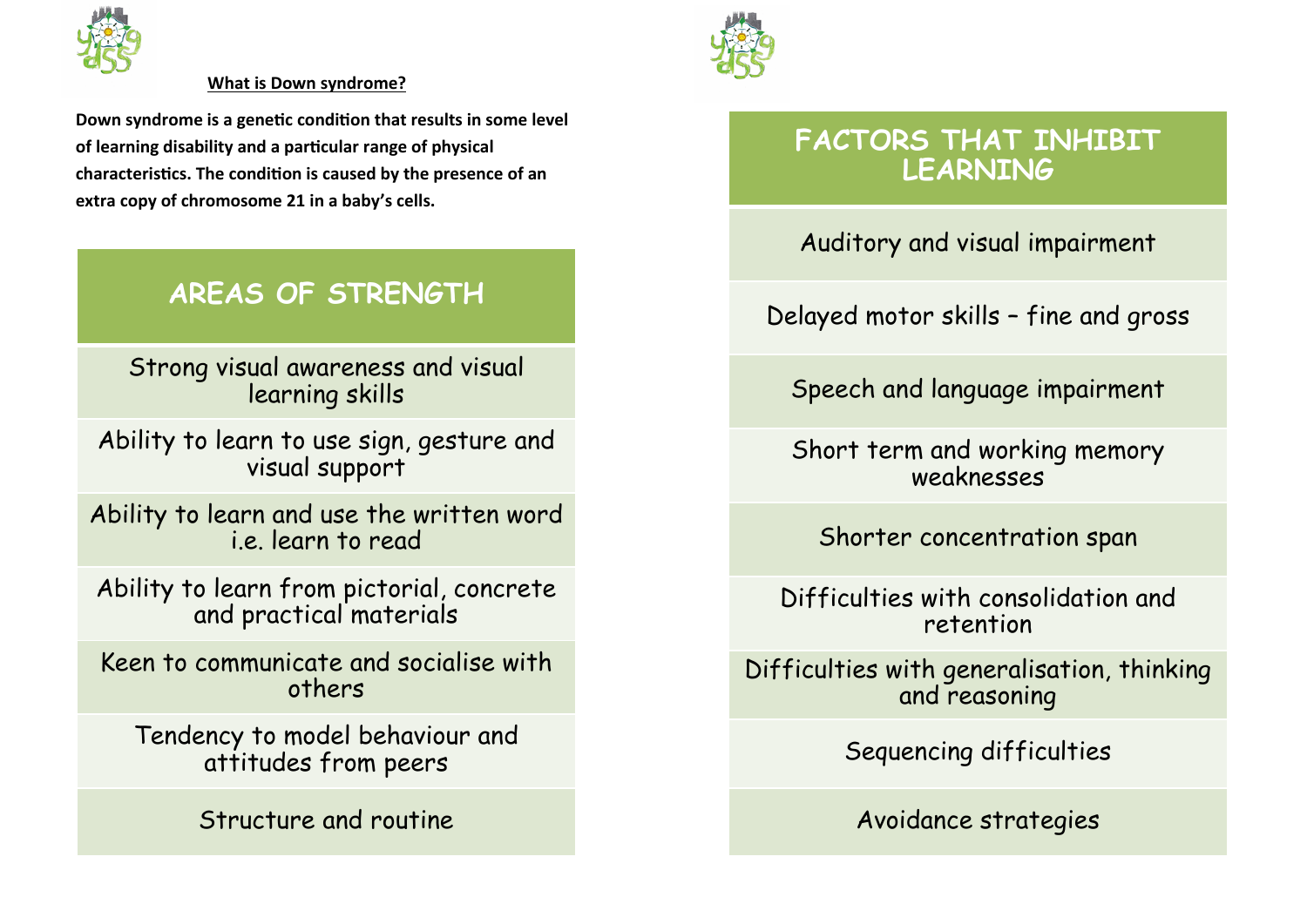### What is Down syndrome?

**Down syndrome is a genetic condition that results in some level of learning disability and a particular range of physical characteristics. The condition is caused by the presence of an extra copy of chromosome 21 in a baby's cells.**

## AREAS OF STRENGTH

- Strong visual awareness and visual learning skills
- Ability to learn to use sign, gesture and visual support
- Ability to learn and use the written word i.e. learn to read
- Ability to learn from pictorial, concrete and practical materials
- Keen to communicate and socialise with others
- Tendency to model behaviour and attitudes from peers
- Structure and routine

## FACTORS THAT INHIBIT LEARNING

- Auditory and visual impairment
- Delayed motor skills – fine and gross
- Speech and language impairment
- Short term and working memory weaknesses
- Shorter concentration span
- Difficulties with consolidation and retention
- Difficulties with generalisation, thinking and reasoning
- Sequencing difficulties
- Avoidance strategies